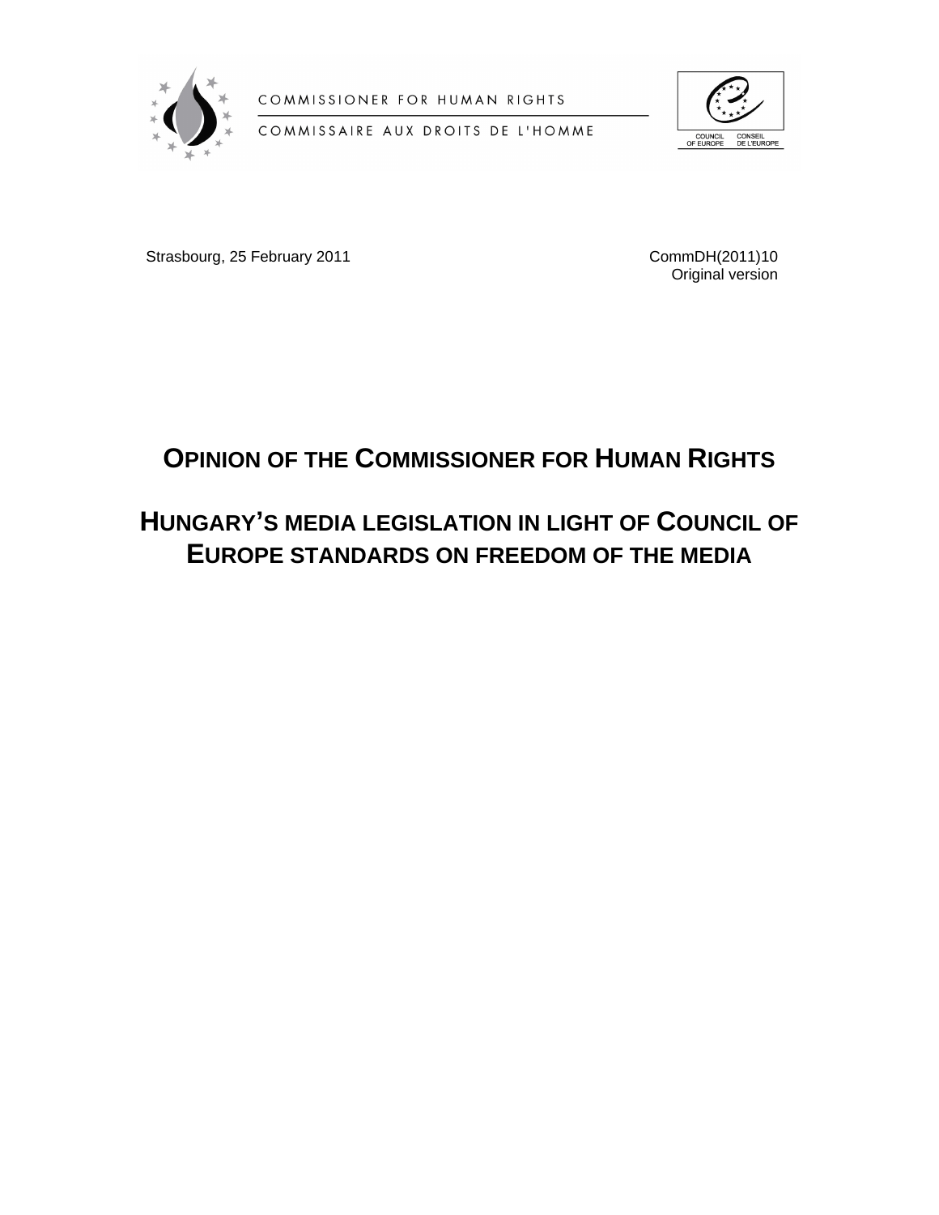COMMISSIONER FOR HUMAN RIGHTS

COMMISSAIRE AUX DROITS DE L'HOMME

COUNCIL OF EUROPE CONSEIL DE L'EUROPE

Strasbourg, 25 February 2011

CommDH(2011)10
Original version

# OPINION OF THE COMMISSIONER FOR HUMAN RIGHTS

# HUNGARY'S MEDIA LEGISLATION IN LIGHT OF COUNCIL OF EUROPE STANDARDS ON FREEDOM OF THE MEDIA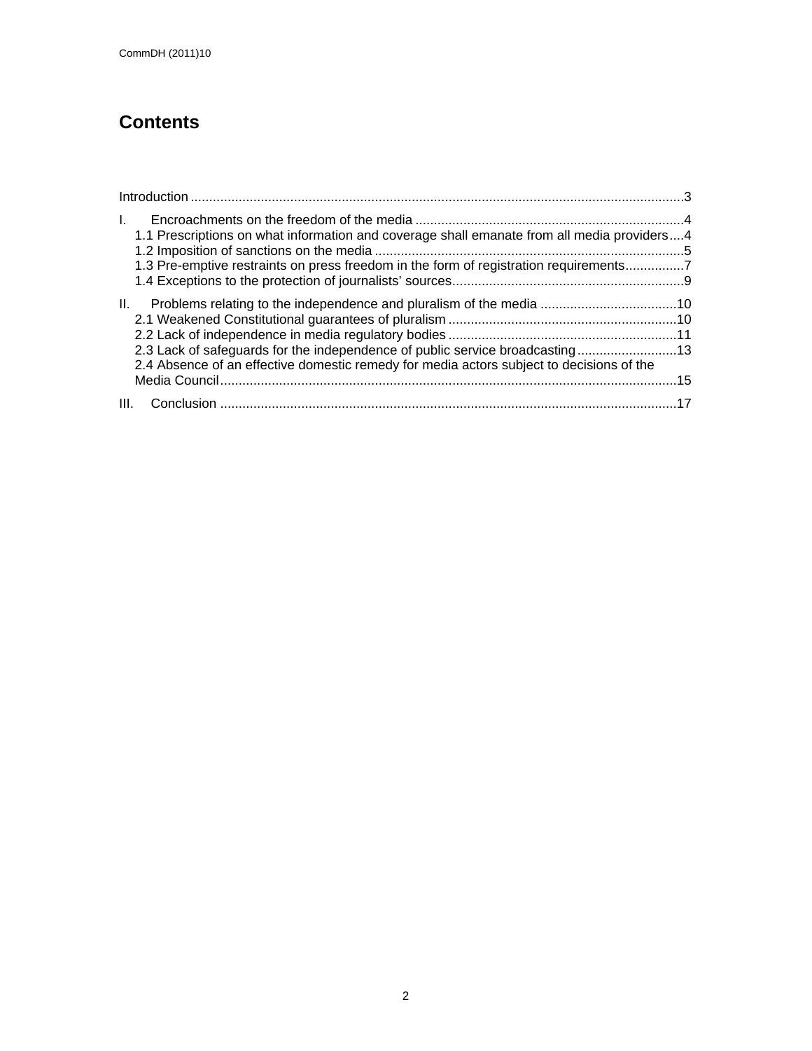# Contents

Introduction ....................................................................................................................................3

I. Encroachments on the freedom of the media ........................................................................4
   1.1 Prescriptions on what information and coverage shall emanate from all media providers....4
   1.2 Imposition of sanctions on the media ...................................................................................5
   1.3 Pre-emptive restraints on press freedom in the form of registration requirements................7
   1.4 Exceptions to the protection of journalists' sources...............................................................9

II. Problems relating to the independence and pluralism of the media .....................................10
   2.1 Weakened Constitutional guarantees of pluralism ..............................................................10
   2.2 Lack of independence in media regulatory bodies ..............................................................11
   2.3 Lack of safeguards for the independence of public service broadcasting ...........................13
   2.4 Absence of an effective domestic remedy for media actors subject to decisions of the Media Council............................................................................................................................15

III. Conclusion ...........................................................................................................................17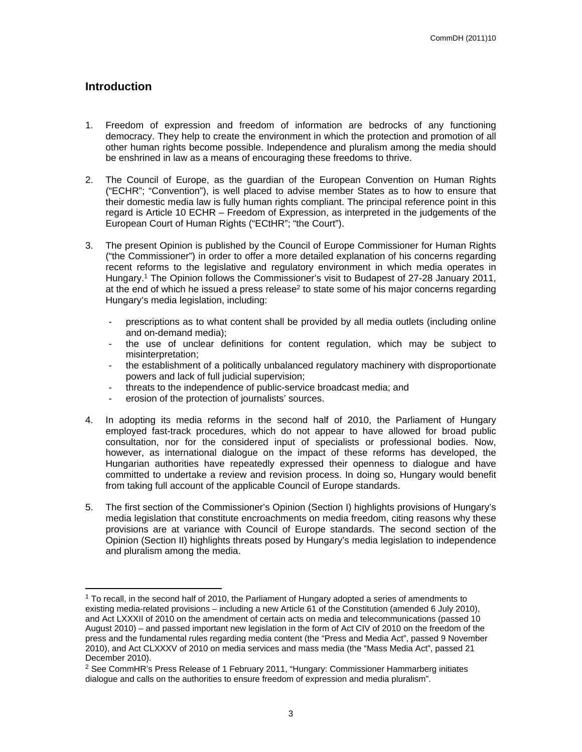## Introduction

1. Freedom of expression and freedom of information are bedrocks of any functioning democracy. They help to create the environment in which the protection and promotion of all other human rights become possible. Independence and pluralism among the media should be enshrined in law as a means of encouraging these freedoms to thrive.

2. The Council of Europe, as the guardian of the European Convention on Human Rights ("ECHR"; "Convention"), is well placed to advise member States as to how to ensure that their domestic media law is fully human rights compliant. The principal reference point in this regard is Article 10 ECHR – Freedom of Expression, as interpreted in the judgements of the European Court of Human Rights ("ECtHR"; "the Court").

3. The present Opinion is published by the Council of Europe Commissioner for Human Rights ("the Commissioner") in order to offer a more detailed explanation of his concerns regarding recent reforms to the legislative and regulatory environment in which media operates in Hungary.[1] The Opinion follows the Commissioner's visit to Budapest of 27-28 January 2011, at the end of which he issued a press release[2] to state some of his major concerns regarding Hungary's media legislation, including:

   - prescriptions as to what content shall be provided by all media outlets (including online and on-demand media);
   - the use of unclear definitions for content regulation, which may be subject to misinterpretation;
   - the establishment of a politically unbalanced regulatory machinery with disproportionate powers and lack of full judicial supervision;
   - threats to the independence of public-service broadcast media; and
   - erosion of the protection of journalists' sources.

4. In adopting its media reforms in the second half of 2010, the Parliament of Hungary employed fast-track procedures, which do not appear to have allowed for broad public consultation, nor for the considered input of specialists or professional bodies. Now, however, as international dialogue on the impact of these reforms has developed, the Hungarian authorities have repeatedly expressed their openness to dialogue and have committed to undertake a review and revision process. In doing so, Hungary would benefit from taking full account of the applicable Council of Europe standards.

5. The first section of the Commissioner's Opinion (Section I) highlights provisions of Hungary's media legislation that constitute encroachments on media freedom, citing reasons why these provisions are at variance with Council of Europe standards. The second section of the Opinion (Section II) highlights threats posed by Hungary's media legislation to independence and pluralism among the media.

---

[1] To recall, in the second half of 2010, the Parliament of Hungary adopted a series of amendments to existing media-related provisions – including a new Article 61 of the Constitution (amended 6 July 2010), and Act LXXXII of 2010 on the amendment of certain acts on media and telecommunications (passed 10 August 2010) – and passed important new legislation in the form of Act CIV of 2010 on the freedom of the press and the fundamental rules regarding media content (the "Press and Media Act", passed 9 November 2010), and Act CLXXXV of 2010 on media services and mass media (the "Mass Media Act", passed 21 December 2010).

[2] See CommHR's Press Release of 1 February 2011, "Hungary: Commissioner Hammarberg initiates dialogue and calls on the authorities to ensure freedom of expression and media pluralism".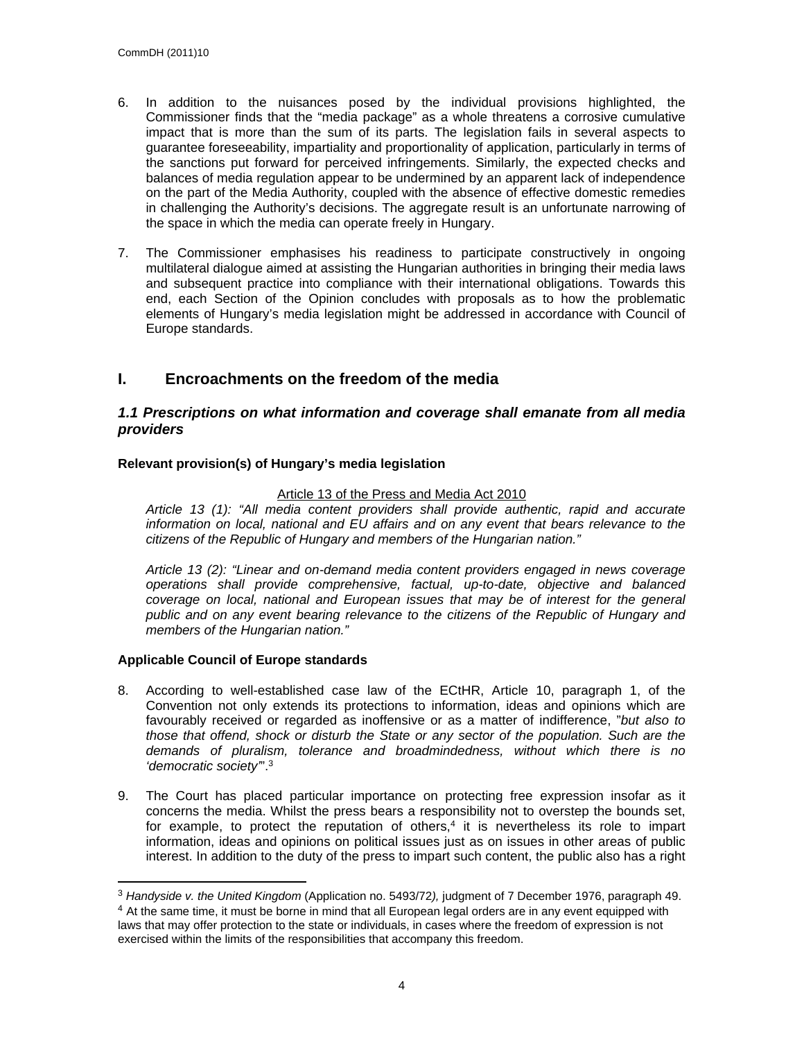6. In addition to the nuisances posed by the individual provisions highlighted, the Commissioner finds that the "media package" as a whole threatens a corrosive cumulative impact that is more than the sum of its parts. The legislation fails in several aspects to guarantee foreseeability, impartiality and proportionality of application, particularly in terms of the sanctions put forward for perceived infringements. Similarly, the expected checks and balances of media regulation appear to be undermined by an apparent lack of independence on the part of the Media Authority, coupled with the absence of effective domestic remedies in challenging the Authority's decisions. The aggregate result is an unfortunate narrowing of the space in which the media can operate freely in Hungary.

7. The Commissioner emphasises his readiness to participate constructively in ongoing multilateral dialogue aimed at assisting the Hungarian authorities in bringing their media laws and subsequent practice into compliance with their international obligations. Towards this end, each Section of the Opinion concludes with proposals as to how the problematic elements of Hungary's media legislation might be addressed in accordance with Council of Europe standards.

## I. Encroachments on the freedom of the media

### *1.1 Prescriptions on what information and coverage shall emanate from all media providers*

**Relevant provision(s) of Hungary's media legislation**

Article 13 of the Press and Media Act 2010

*Article 13 (1): "All media content providers shall provide authentic, rapid and accurate information on local, national and EU affairs and on any event that bears relevance to the citizens of the Republic of Hungary and members of the Hungarian nation."*

*Article 13 (2): "Linear and on-demand media content providers engaged in news coverage operations shall provide comprehensive, factual, up-to-date, objective and balanced coverage on local, national and European issues that may be of interest for the general public and on any event bearing relevance to the citizens of the Republic of Hungary and members of the Hungarian nation."*

**Applicable Council of Europe standards**

8. According to well-established case law of the ECtHR, Article 10, paragraph 1, of the Convention not only extends its protections to information, ideas and opinions which are favourably received or regarded as inoffensive or as a matter of indifference, "*but also to those that offend, shock or disturb the State or any sector of the population. Such are the demands of pluralism, tolerance and broadmindedness, without which there is no 'democratic society'*".[3]

9. The Court has placed particular importance on protecting free expression insofar as it concerns the media. Whilst the press bears a responsibility not to overstep the bounds set, for example, to protect the reputation of others,[4] it is nevertheless its role to impart information, ideas and opinions on political issues just as on issues in other areas of public interest. In addition to the duty of the press to impart such content, the public also has a right

[3] *Handyside v. the United Kingdom* (Application no. 5493/72*),* judgment of 7 December 1976, paragraph 49.

[4] At the same time, it must be borne in mind that all European legal orders are in any event equipped with laws that may offer protection to the state or individuals, in cases where the freedom of expression is not exercised within the limits of the responsibilities that accompany this freedom.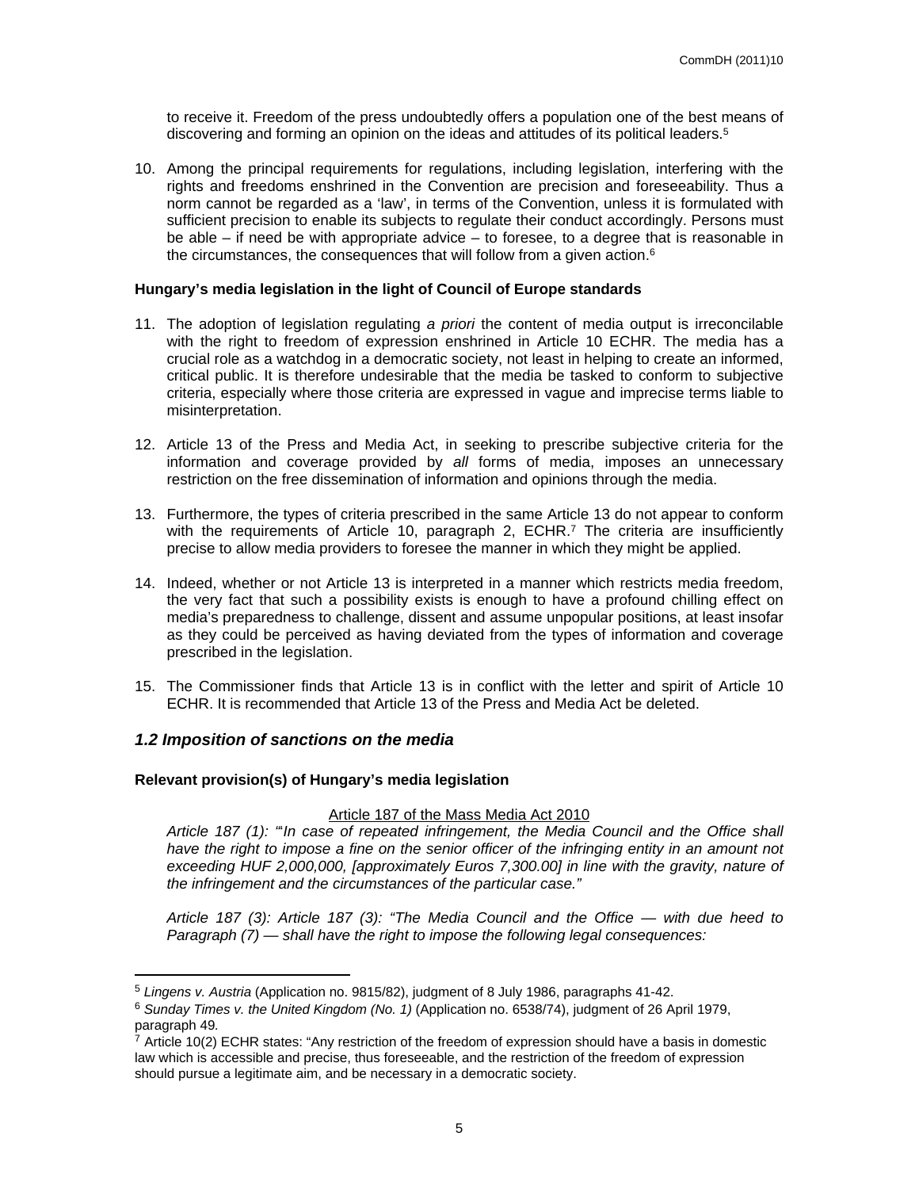to receive it. Freedom of the press undoubtedly offers a population one of the best means of discovering and forming an opinion on the ideas and attitudes of its political leaders.[5]

10. Among the principal requirements for regulations, including legislation, interfering with the rights and freedoms enshrined in the Convention are precision and foreseeability. Thus a norm cannot be regarded as a 'law', in terms of the Convention, unless it is formulated with sufficient precision to enable its subjects to regulate their conduct accordingly. Persons must be able – if need be with appropriate advice – to foresee, to a degree that is reasonable in the circumstances, the consequences that will follow from a given action.[6]

**Hungary's media legislation in the light of Council of Europe standards**

11. The adoption of legislation regulating *a priori* the content of media output is irreconcilable with the right to freedom of expression enshrined in Article 10 ECHR. The media has a crucial role as a watchdog in a democratic society, not least in helping to create an informed, critical public. It is therefore undesirable that the media be tasked to conform to subjective criteria, especially where those criteria are expressed in vague and imprecise terms liable to misinterpretation.

12. Article 13 of the Press and Media Act, in seeking to prescribe subjective criteria for the information and coverage provided by *all* forms of media, imposes an unnecessary restriction on the free dissemination of information and opinions through the media.

13. Furthermore, the types of criteria prescribed in the same Article 13 do not appear to conform with the requirements of Article 10, paragraph 2, ECHR.[7] The criteria are insufficiently precise to allow media providers to foresee the manner in which they might be applied.

14. Indeed, whether or not Article 13 is interpreted in a manner which restricts media freedom, the very fact that such a possibility exists is enough to have a profound chilling effect on media's preparedness to challenge, dissent and assume unpopular positions, at least insofar as they could be perceived as having deviated from the types of information and coverage prescribed in the legislation.

15. The Commissioner finds that Article 13 is in conflict with the letter and spirit of Article 10 ECHR. It is recommended that Article 13 of the Press and Media Act be deleted.

### *1.2 Imposition of sanctions on the media*

**Relevant provision(s) of Hungary's media legislation**

<u>Article 187 of the Mass Media Act 2010</u>

*Article 187 (1): "'In case of repeated infringement, the Media Council and the Office shall have the right to impose a fine on the senior officer of the infringing entity in an amount not exceeding HUF 2,000,000, [approximately Euros 7,300.00] in line with the gravity, nature of the infringement and the circumstances of the particular case."*

*Article 187 (3): Article 187 (3): "The Media Council and the Office — with due heed to Paragraph (7) — shall have the right to impose the following legal consequences:*

---

[5] *Lingens v. Austria* (Application no. 9815/82), judgment of 8 July 1986, paragraphs 41-42.

[6] *Sunday Times v. the United Kingdom (No. 1)* (Application no. 6538/74), judgment of 26 April 1979, paragraph 49.

[7] Article 10(2) ECHR states: "Any restriction of the freedom of expression should have a basis in domestic law which is accessible and precise, thus foreseeable, and the restriction of the freedom of expression should pursue a legitimate aim, and be necessary in a democratic society.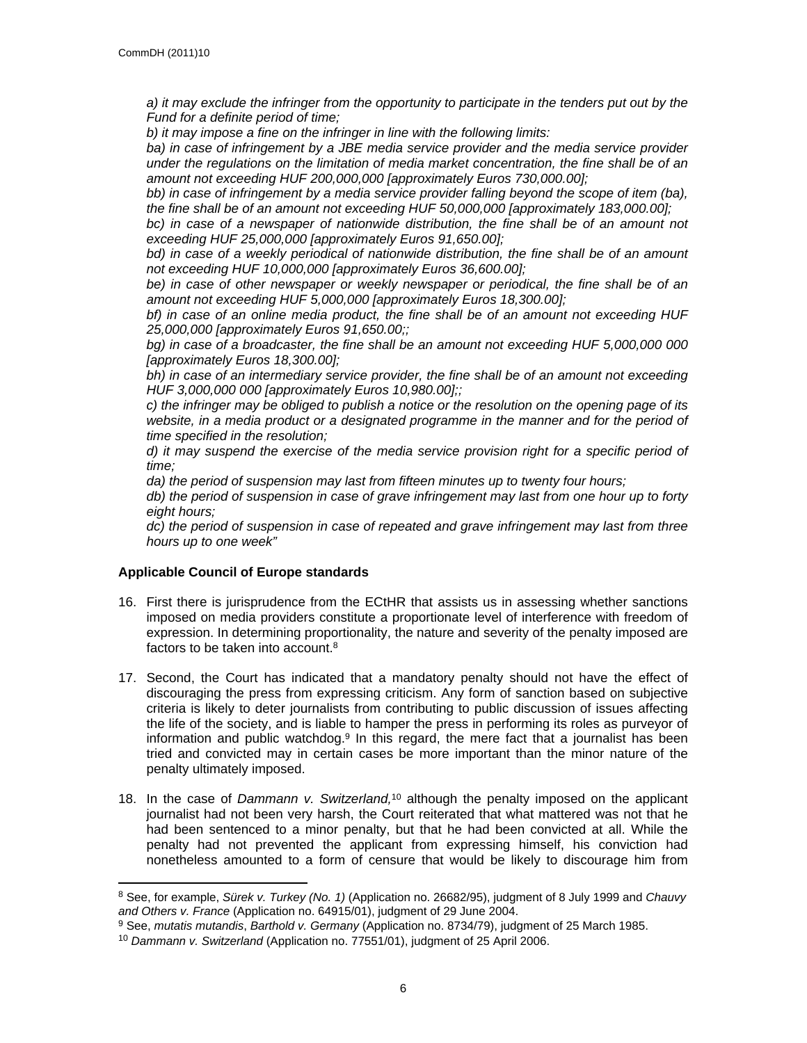*a) it may exclude the infringer from the opportunity to participate in the tenders put out by the Fund for a definite period of time;*

*b) it may impose a fine on the infringer in line with the following limits:*

*ba) in case of infringement by a JBE media service provider and the media service provider under the regulations on the limitation of media market concentration, the fine shall be of an amount not exceeding HUF 200,000,000 [approximately Euros 730,000.00];*

*bb) in case of infringement by a media service provider falling beyond the scope of item (ba), the fine shall be of an amount not exceeding HUF 50,000,000 [approximately 183,000.00];*

*bc) in case of a newspaper of nationwide distribution, the fine shall be of an amount not exceeding HUF 25,000,000 [approximately Euros 91,650.00];*

*bd) in case of a weekly periodical of nationwide distribution, the fine shall be of an amount not exceeding HUF 10,000,000 [approximately Euros 36,600.00];*

*be) in case of other newspaper or weekly newspaper or periodical, the fine shall be of an amount not exceeding HUF 5,000,000 [approximately Euros 18,300.00];*

*bf) in case of an online media product, the fine shall be of an amount not exceeding HUF 25,000,000 [approximately Euros 91,650.00;;*

*bg) in case of a broadcaster, the fine shall be an amount not exceeding HUF 5,000,000 000 [approximately Euros 18,300.00];*

*bh) in case of an intermediary service provider, the fine shall be of an amount not exceeding HUF 3,000,000 000 [approximately Euros 10,980.00];;*

*c) the infringer may be obliged to publish a notice or the resolution on the opening page of its website, in a media product or a designated programme in the manner and for the period of time specified in the resolution;*

*d) it may suspend the exercise of the media service provision right for a specific period of time;*

*da) the period of suspension may last from fifteen minutes up to twenty four hours;*

*db) the period of suspension in case of grave infringement may last from one hour up to forty eight hours;*

*dc) the period of suspension in case of repeated and grave infringement may last from three hours up to one week"*

**Applicable Council of Europe standards**

16. First there is jurisprudence from the ECtHR that assists us in assessing whether sanctions imposed on media providers constitute a proportionate level of interference with freedom of expression. In determining proportionality, the nature and severity of the penalty imposed are factors to be taken into account.[8]

17. Second, the Court has indicated that a mandatory penalty should not have the effect of discouraging the press from expressing criticism. Any form of sanction based on subjective criteria is likely to deter journalists from contributing to public discussion of issues affecting the life of the society, and is liable to hamper the press in performing its roles as purveyor of information and public watchdog.[9] In this regard, the mere fact that a journalist has been tried and convicted may in certain cases be more important than the minor nature of the penalty ultimately imposed.

18. In the case of *Dammann v. Switzerland,*[10] although the penalty imposed on the applicant journalist had not been very harsh, the Court reiterated that what mattered was not that he had been sentenced to a minor penalty, but that he had been convicted at all. While the penalty had not prevented the applicant from expressing himself, his conviction had nonetheless amounted to a form of censure that would be likely to discourage him from

---

[8] See, for example, *Sürek v. Turkey (No. 1)* (Application no. 26682/95), judgment of 8 July 1999 and *Chauvy and Others v. France* (Application no. 64915/01), judgment of 29 June 2004.

[9] See, *mutatis mutandis*, *Barthold v. Germany* (Application no. 8734/79), judgment of 25 March 1985.

[10] *Dammann v. Switzerland* (Application no. 77551/01), judgment of 25 April 2006.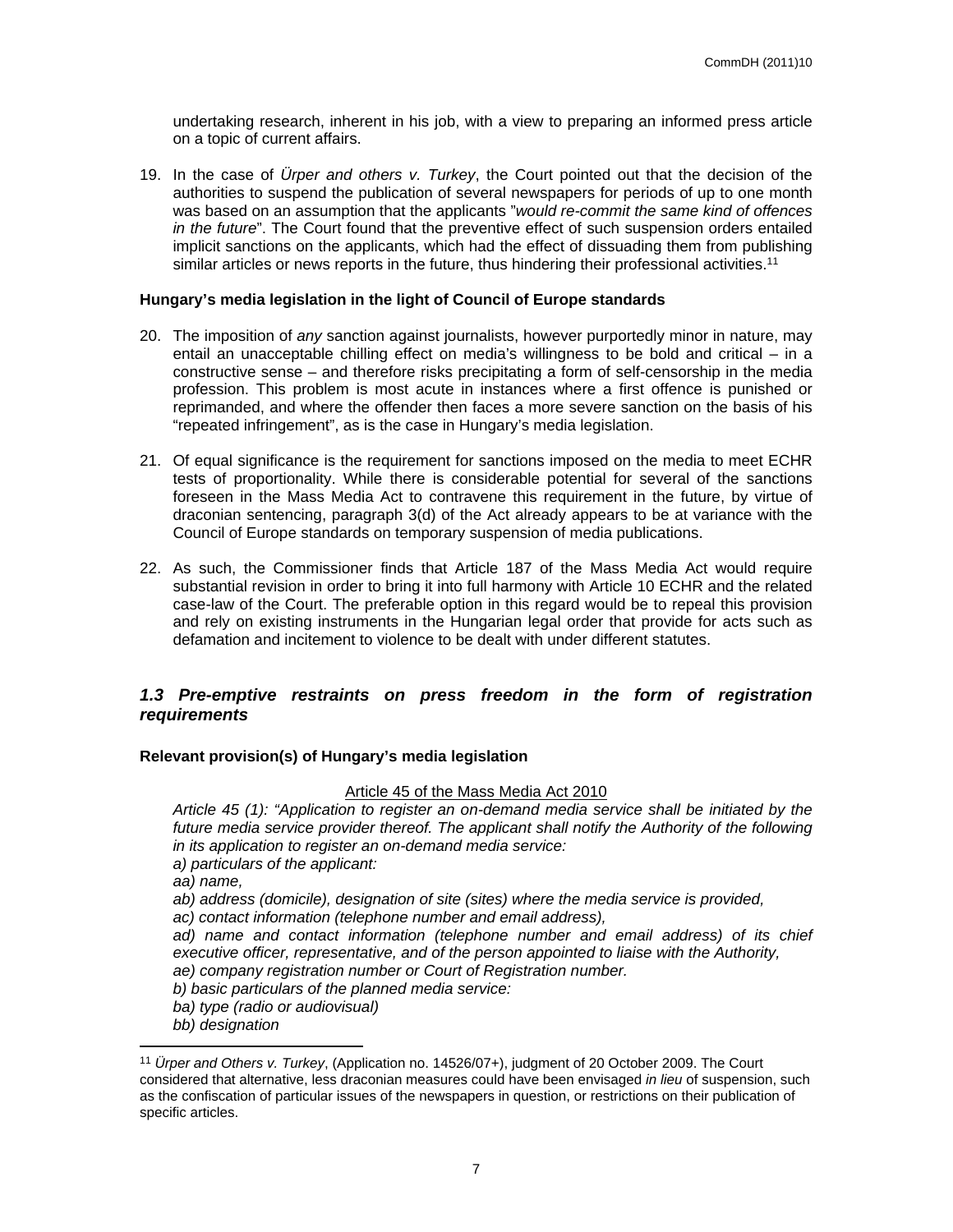undertaking research, inherent in his job, with a view to preparing an informed press article on a topic of current affairs.

19. In the case of *Ürper and others v. Turkey*, the Court pointed out that the decision of the authorities to suspend the publication of several newspapers for periods of up to one month was based on an assumption that the applicants "*would re-commit the same kind of offences in the future*". The Court found that the preventive effect of such suspension orders entailed implicit sanctions on the applicants, which had the effect of dissuading them from publishing similar articles or news reports in the future, thus hindering their professional activities.[11]

**Hungary's media legislation in the light of Council of Europe standards**

20. The imposition of *any* sanction against journalists, however purportedly minor in nature, may entail an unacceptable chilling effect on media's willingness to be bold and critical – in a constructive sense – and therefore risks precipitating a form of self-censorship in the media profession. This problem is most acute in instances where a first offence is punished or reprimanded, and where the offender then faces a more severe sanction on the basis of his "repeated infringement", as is the case in Hungary's media legislation.

21. Of equal significance is the requirement for sanctions imposed on the media to meet ECHR tests of proportionality. While there is considerable potential for several of the sanctions foreseen in the Mass Media Act to contravene this requirement in the future, by virtue of draconian sentencing, paragraph 3(d) of the Act already appears to be at variance with the Council of Europe standards on temporary suspension of media publications.

22. As such, the Commissioner finds that Article 187 of the Mass Media Act would require substantial revision in order to bring it into full harmony with Article 10 ECHR and the related case-law of the Court. The preferable option in this regard would be to repeal this provision and rely on existing instruments in the Hungarian legal order that provide for acts such as defamation and incitement to violence to be dealt with under different statutes.

### *1.3 Pre-emptive restraints on press freedom in the form of registration requirements*

**Relevant provision(s) of Hungary's media legislation**

<u>Article 45 of the Mass Media Act 2010</u>

*Article 45 (1): "Application to register an on-demand media service shall be initiated by the future media service provider thereof. The applicant shall notify the Authority of the following in its application to register an on-demand media service:*
*a) particulars of the applicant:*
*aa) name,*
*ab) address (domicile), designation of site (sites) where the media service is provided,*
*ac) contact information (telephone number and email address),*
*ad) name and contact information (telephone number and email address) of its chief executive officer, representative, and of the person appointed to liaise with the Authority,*
*ae) company registration number or Court of Registration number.*
*b) basic particulars of the planned media service:*
*ba) type (radio or audiovisual)*
*bb) designation*

---

[11] *Ürper and Others v. Turkey*, (Application no. 14526/07+), judgment of 20 October 2009. The Court considered that alternative, less draconian measures could have been envisaged *in lieu* of suspension, such as the confiscation of particular issues of the newspapers in question, or restrictions on their publication of specific articles.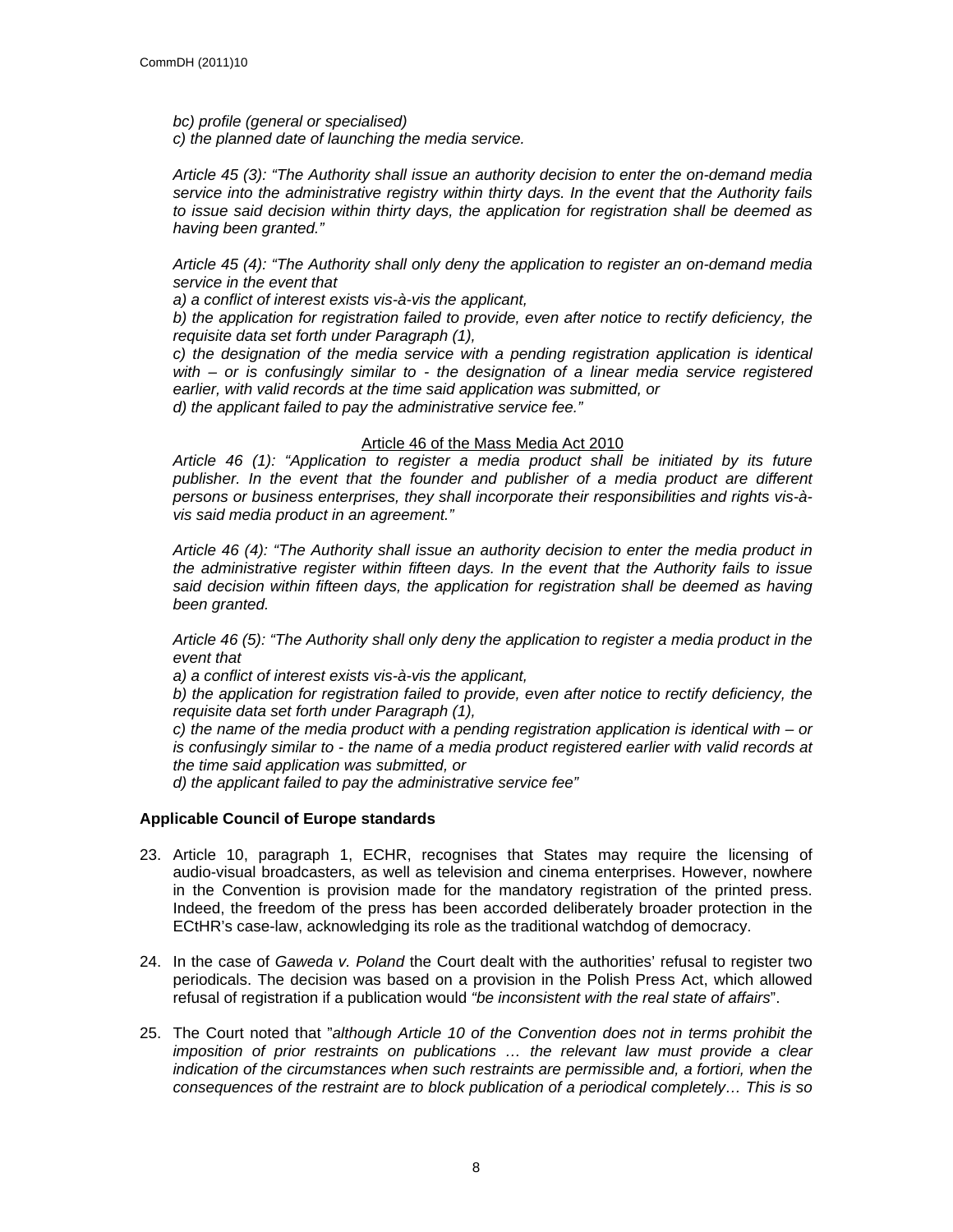*bc) profile (general or specialised)*
*c) the planned date of launching the media service.*

*Article 45 (3): "The Authority shall issue an authority decision to enter the on-demand media service into the administrative registry within thirty days. In the event that the Authority fails to issue said decision within thirty days, the application for registration shall be deemed as having been granted."*

*Article 45 (4): "The Authority shall only deny the application to register an on-demand media service in the event that*
*a) a conflict of interest exists vis-à-vis the applicant,*
*b) the application for registration failed to provide, even after notice to rectify deficiency, the requisite data set forth under Paragraph (1),*
*c) the designation of the media service with a pending registration application is identical with – or is confusingly similar to - the designation of a linear media service registered earlier, with valid records at the time said application was submitted, or*
*d) the applicant failed to pay the administrative service fee."*

Article 46 of the Mass Media Act 2010

*Article 46 (1): "Application to register a media product shall be initiated by its future publisher. In the event that the founder and publisher of a media product are different persons or business enterprises, they shall incorporate their responsibilities and rights vis-à-vis said media product in an agreement."*

*Article 46 (4): "The Authority shall issue an authority decision to enter the media product in the administrative register within fifteen days. In the event that the Authority fails to issue said decision within fifteen days, the application for registration shall be deemed as having been granted.*

*Article 46 (5): "The Authority shall only deny the application to register a media product in the event that*
*a) a conflict of interest exists vis-à-vis the applicant,*
*b) the application for registration failed to provide, even after notice to rectify deficiency, the requisite data set forth under Paragraph (1),*
*c) the name of the media product with a pending registration application is identical with – or is confusingly similar to - the name of a media product registered earlier with valid records at the time said application was submitted, or*
*d) the applicant failed to pay the administrative service fee"*

**Applicable Council of Europe standards**

23. Article 10, paragraph 1, ECHR, recognises that States may require the licensing of audio-visual broadcasters, as well as television and cinema enterprises. However, nowhere in the Convention is provision made for the mandatory registration of the printed press. Indeed, the freedom of the press has been accorded deliberately broader protection in the ECtHR's case-law, acknowledging its role as the traditional watchdog of democracy.

24. In the case of *Gaweda v. Poland* the Court dealt with the authorities' refusal to register two periodicals. The decision was based on a provision in the Polish Press Act, which allowed refusal of registration if a publication would *"be inconsistent with the real state of affairs*".

25. The Court noted that "*although Article 10 of the Convention does not in terms prohibit the imposition of prior restraints on publications … the relevant law must provide a clear indication of the circumstances when such restraints are permissible and, a fortiori, when the consequences of the restraint are to block publication of a periodical completely… This is so*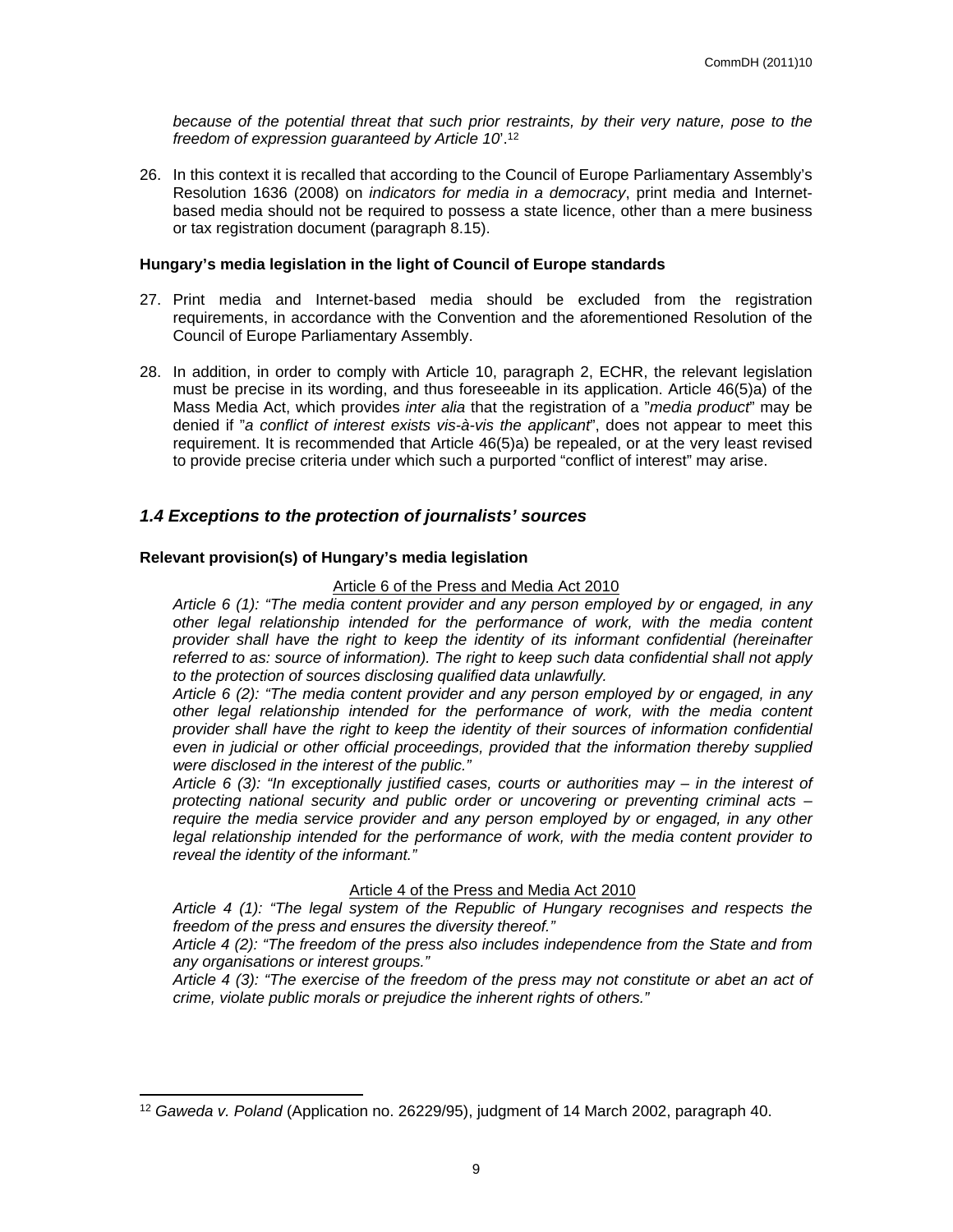*because of the potential threat that such prior restraints, by their very nature, pose to the freedom of expression guaranteed by Article 10*'.[12]

26. In this context it is recalled that according to the Council of Europe Parliamentary Assembly's Resolution 1636 (2008) on *indicators for media in a democracy*, print media and Internet-based media should not be required to possess a state licence, other than a mere business or tax registration document (paragraph 8.15).

**Hungary's media legislation in the light of Council of Europe standards**

27. Print media and Internet-based media should be excluded from the registration requirements, in accordance with the Convention and the aforementioned Resolution of the Council of Europe Parliamentary Assembly.

28. In addition, in order to comply with Article 10, paragraph 2, ECHR, the relevant legislation must be precise in its wording, and thus foreseeable in its application. Article 46(5)a) of the Mass Media Act, which provides *inter alia* that the registration of a "*media product*" may be denied if "*a conflict of interest exists vis-à-vis the applicant*", does not appear to meet this requirement. It is recommended that Article 46(5)a) be repealed, or at the very least revised to provide precise criteria under which such a purported "conflict of interest" may arise.

### *1.4 Exceptions to the protection of journalists' sources*

**Relevant provision(s) of Hungary's media legislation**

Article 6 of the Press and Media Act 2010

*Article 6 (1): "The media content provider and any person employed by or engaged, in any other legal relationship intended for the performance of work, with the media content provider shall have the right to keep the identity of its informant confidential (hereinafter referred to as: source of information). The right to keep such data confidential shall not apply to the protection of sources disclosing qualified data unlawfully.*

*Article 6 (2): "The media content provider and any person employed by or engaged, in any other legal relationship intended for the performance of work, with the media content provider shall have the right to keep the identity of their sources of information confidential even in judicial or other official proceedings, provided that the information thereby supplied were disclosed in the interest of the public."*

*Article 6 (3): "In exceptionally justified cases, courts or authorities may – in the interest of protecting national security and public order or uncovering or preventing criminal acts – require the media service provider and any person employed by or engaged, in any other legal relationship intended for the performance of work, with the media content provider to reveal the identity of the informant."*

Article 4 of the Press and Media Act 2010

*Article 4 (1): "The legal system of the Republic of Hungary recognises and respects the freedom of the press and ensures the diversity thereof."*

*Article 4 (2): "The freedom of the press also includes independence from the State and from any organisations or interest groups."*

*Article 4 (3): "The exercise of the freedom of the press may not constitute or abet an act of crime, violate public morals or prejudice the inherent rights of others."*

---

[12] *Gaweda v. Poland* (Application no. 26229/95), judgment of 14 March 2002, paragraph 40.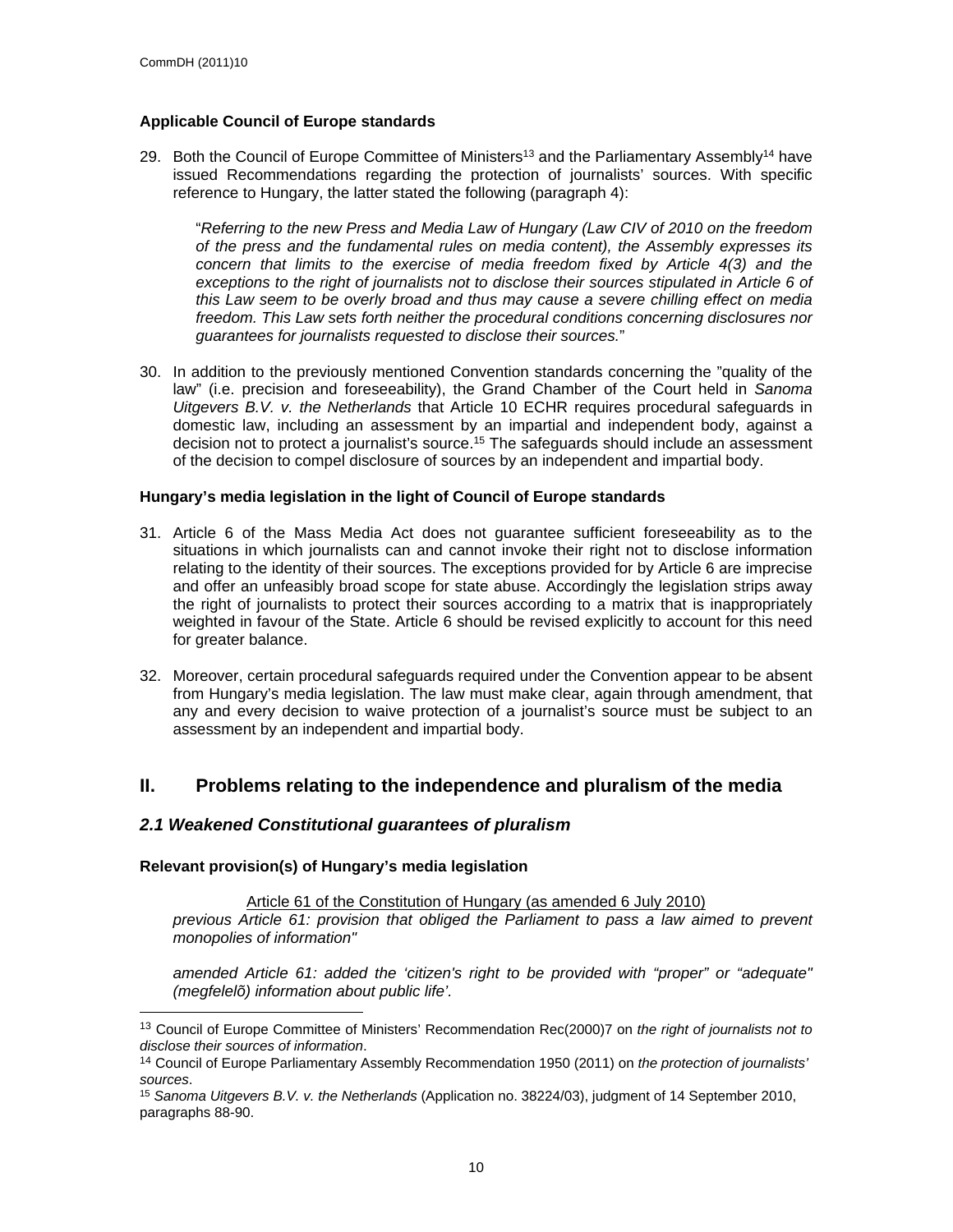**Applicable Council of Europe standards**

29. Both the Council of Europe Committee of Ministers[13] and the Parliamentary Assembly[14] have issued Recommendations regarding the protection of journalists' sources. With specific reference to Hungary, the latter stated the following (paragraph 4):

    "*Referring to the new Press and Media Law of Hungary (Law CIV of 2010 on the freedom of the press and the fundamental rules on media content), the Assembly expresses its concern that limits to the exercise of media freedom fixed by Article 4(3) and the exceptions to the right of journalists not to disclose their sources stipulated in Article 6 of this Law seem to be overly broad and thus may cause a severe chilling effect on media freedom. This Law sets forth neither the procedural conditions concerning disclosures nor guarantees for journalists requested to disclose their sources.*"

30. In addition to the previously mentioned Convention standards concerning the "quality of the law" (i.e. precision and foreseeability), the Grand Chamber of the Court held in *Sanoma Uitgevers B.V. v. the Netherlands* that Article 10 ECHR requires procedural safeguards in domestic law, including an assessment by an impartial and independent body, against a decision not to protect a journalist's source.[15] The safeguards should include an assessment of the decision to compel disclosure of sources by an independent and impartial body.

**Hungary's media legislation in the light of Council of Europe standards**

31. Article 6 of the Mass Media Act does not guarantee sufficient foreseeability as to the situations in which journalists can and cannot invoke their right not to disclose information relating to the identity of their sources. The exceptions provided for by Article 6 are imprecise and offer an unfeasibly broad scope for state abuse. Accordingly the legislation strips away the right of journalists to protect their sources according to a matrix that is inappropriately weighted in favour of the State. Article 6 should be revised explicitly to account for this need for greater balance.

32. Moreover, certain procedural safeguards required under the Convention appear to be absent from Hungary's media legislation. The law must make clear, again through amendment, that any and every decision to waive protection of a journalist's source must be subject to an assessment by an independent and impartial body.

## II. Problems relating to the independence and pluralism of the media

### *2.1 Weakened Constitutional guarantees of pluralism*

**Relevant provision(s) of Hungary's media legislation**

Article 61 of the Constitution of Hungary (as amended 6 July 2010)

*previous Article 61: provision that obliged the Parliament to pass a law aimed to prevent monopolies of information"*

*amended Article 61: added the 'citizen's right to be provided with "proper" or "adequate" (megfelelõ) information about public life'.*

---

[13] Council of Europe Committee of Ministers' Recommendation Rec(2000)7 on *the right of journalists not to disclose their sources of information*.

[14] Council of Europe Parliamentary Assembly Recommendation 1950 (2011) on *the protection of journalists' sources*.

[15] *Sanoma Uitgevers B.V. v. the Netherlands* (Application no. 38224/03), judgment of 14 September 2010, paragraphs 88-90.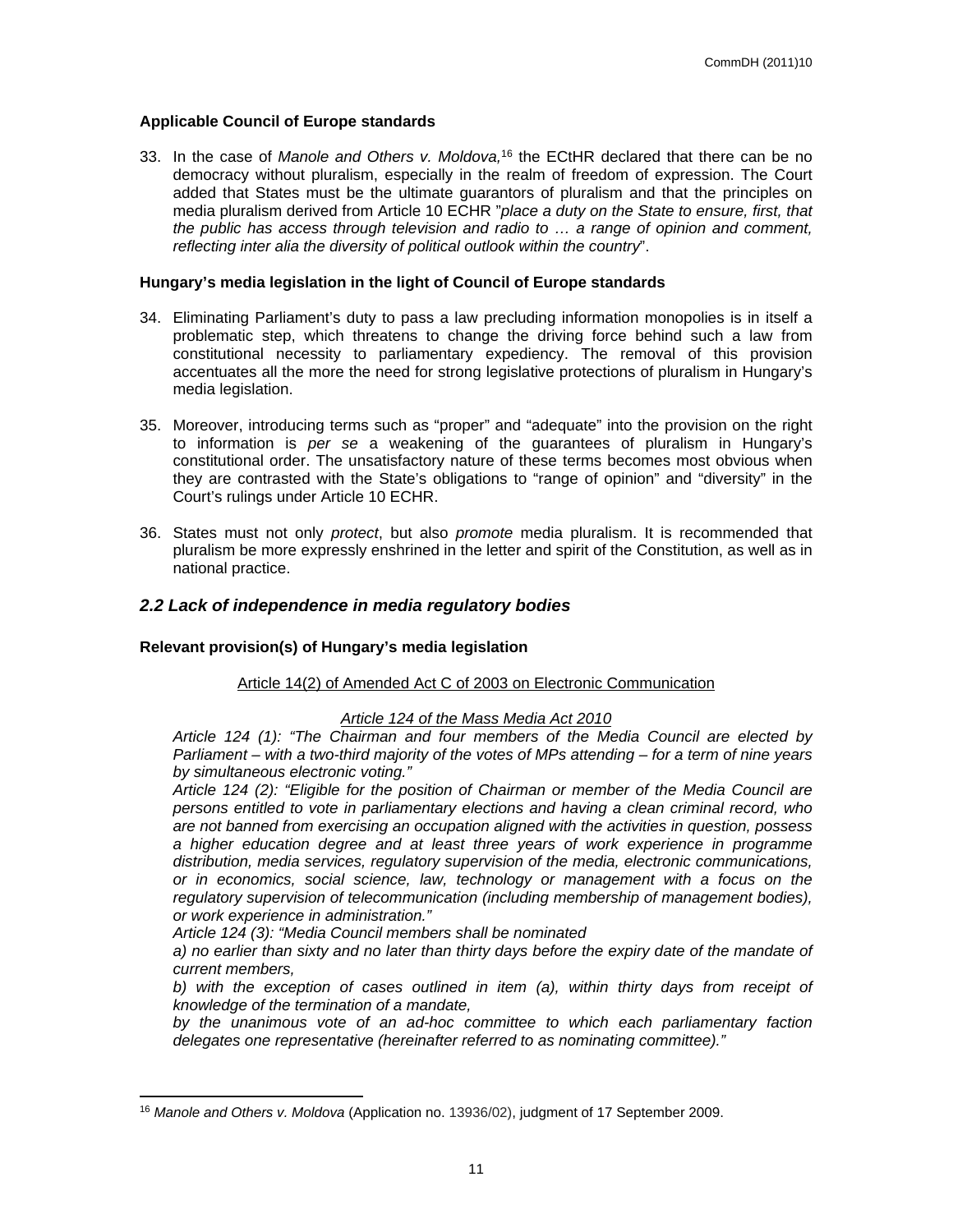**Applicable Council of Europe standards**

33. In the case of *Manole and Others v. Moldova,*[16] the ECtHR declared that there can be no democracy without pluralism, especially in the realm of freedom of expression. The Court added that States must be the ultimate guarantors of pluralism and that the principles on media pluralism derived from Article 10 ECHR "*place a duty on the State to ensure, first, that the public has access through television and radio to … a range of opinion and comment, reflecting inter alia the diversity of political outlook within the country*".

**Hungary's media legislation in the light of Council of Europe standards**

34. Eliminating Parliament's duty to pass a law precluding information monopolies is in itself a problematic step, which threatens to change the driving force behind such a law from constitutional necessity to parliamentary expediency. The removal of this provision accentuates all the more the need for strong legislative protections of pluralism in Hungary's media legislation.

35. Moreover, introducing terms such as "proper" and "adequate" into the provision on the right to information is *per se* a weakening of the guarantees of pluralism in Hungary's constitutional order. The unsatisfactory nature of these terms becomes most obvious when they are contrasted with the State's obligations to "range of opinion" and "diversity" in the Court's rulings under Article 10 ECHR.

36. States must not only *protect*, but also *promote* media pluralism. It is recommended that pluralism be more expressly enshrined in the letter and spirit of the Constitution, as well as in national practice.

### *2.2 Lack of independence in media regulatory bodies*

**Relevant provision(s) of Hungary's media legislation**

Article 14(2) of Amended Act C of 2003 on Electronic Communication

*Article 124 of the Mass Media Act 2010*

*Article 124 (1): "The Chairman and four members of the Media Council are elected by Parliament – with a two-third majority of the votes of MPs attending – for a term of nine years by simultaneous electronic voting."*

*Article 124 (2): "Eligible for the position of Chairman or member of the Media Council are persons entitled to vote in parliamentary elections and having a clean criminal record, who are not banned from exercising an occupation aligned with the activities in question, possess a higher education degree and at least three years of work experience in programme distribution, media services, regulatory supervision of the media, electronic communications, or in economics, social science, law, technology or management with a focus on the regulatory supervision of telecommunication (including membership of management bodies), or work experience in administration."*

*Article 124 (3): "Media Council members shall be nominated*

*a) no earlier than sixty and no later than thirty days before the expiry date of the mandate of current members,*

*b) with the exception of cases outlined in item (a), within thirty days from receipt of knowledge of the termination of a mandate,*

*by the unanimous vote of an ad-hoc committee to which each parliamentary faction delegates one representative (hereinafter referred to as nominating committee)."*

---

[16] *Manole and Others v. Moldova* (Application no. 13936/02), judgment of 17 September 2009.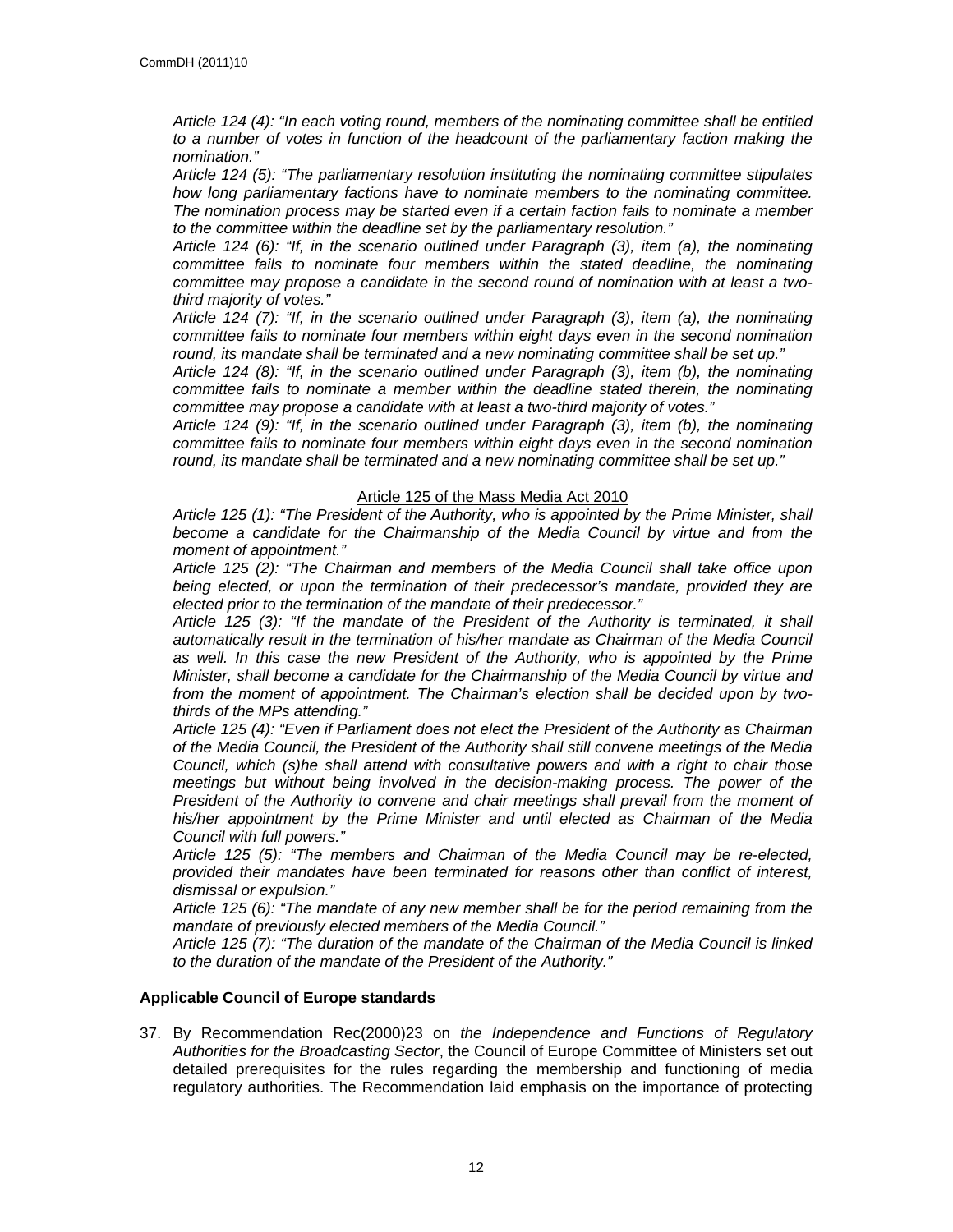*Article 124 (4): "In each voting round, members of the nominating committee shall be entitled to a number of votes in function of the headcount of the parliamentary faction making the nomination."*

*Article 124 (5): "The parliamentary resolution instituting the nominating committee stipulates how long parliamentary factions have to nominate members to the nominating committee. The nomination process may be started even if a certain faction fails to nominate a member to the committee within the deadline set by the parliamentary resolution."*

*Article 124 (6): "If, in the scenario outlined under Paragraph (3), item (a), the nominating committee fails to nominate four members within the stated deadline, the nominating committee may propose a candidate in the second round of nomination with at least a two-third majority of votes."*

*Article 124 (7): "If, in the scenario outlined under Paragraph (3), item (a), the nominating committee fails to nominate four members within eight days even in the second nomination round, its mandate shall be terminated and a new nominating committee shall be set up."*

*Article 124 (8): "If, in the scenario outlined under Paragraph (3), item (b), the nominating committee fails to nominate a member within the deadline stated therein, the nominating committee may propose a candidate with at least a two-third majority of votes."*

*Article 124 (9): "If, in the scenario outlined under Paragraph (3), item (b), the nominating committee fails to nominate four members within eight days even in the second nomination round, its mandate shall be terminated and a new nominating committee shall be set up."*

Article 125 of the Mass Media Act 2010

*Article 125 (1): "The President of the Authority, who is appointed by the Prime Minister, shall become a candidate for the Chairmanship of the Media Council by virtue and from the moment of appointment."*

*Article 125 (2): "The Chairman and members of the Media Council shall take office upon being elected, or upon the termination of their predecessor's mandate, provided they are elected prior to the termination of the mandate of their predecessor."*

*Article 125 (3): "If the mandate of the President of the Authority is terminated, it shall automatically result in the termination of his/her mandate as Chairman of the Media Council as well. In this case the new President of the Authority, who is appointed by the Prime Minister, shall become a candidate for the Chairmanship of the Media Council by virtue and from the moment of appointment. The Chairman's election shall be decided upon by two-thirds of the MPs attending."*

*Article 125 (4): "Even if Parliament does not elect the President of the Authority as Chairman of the Media Council, the President of the Authority shall still convene meetings of the Media Council, which (s)he shall attend with consultative powers and with a right to chair those meetings but without being involved in the decision-making process. The power of the President of the Authority to convene and chair meetings shall prevail from the moment of his/her appointment by the Prime Minister and until elected as Chairman of the Media Council with full powers."*

*Article 125 (5): "The members and Chairman of the Media Council may be re-elected, provided their mandates have been terminated for reasons other than conflict of interest, dismissal or expulsion."*

*Article 125 (6): "The mandate of any new member shall be for the period remaining from the mandate of previously elected members of the Media Council."*

*Article 125 (7): "The duration of the mandate of the Chairman of the Media Council is linked to the duration of the mandate of the President of the Authority."*

**Applicable Council of Europe standards**

37. By Recommendation Rec(2000)23 on *the Independence and Functions of Regulatory Authorities for the Broadcasting Sector*, the Council of Europe Committee of Ministers set out detailed prerequisites for the rules regarding the membership and functioning of media regulatory authorities. The Recommendation laid emphasis on the importance of protecting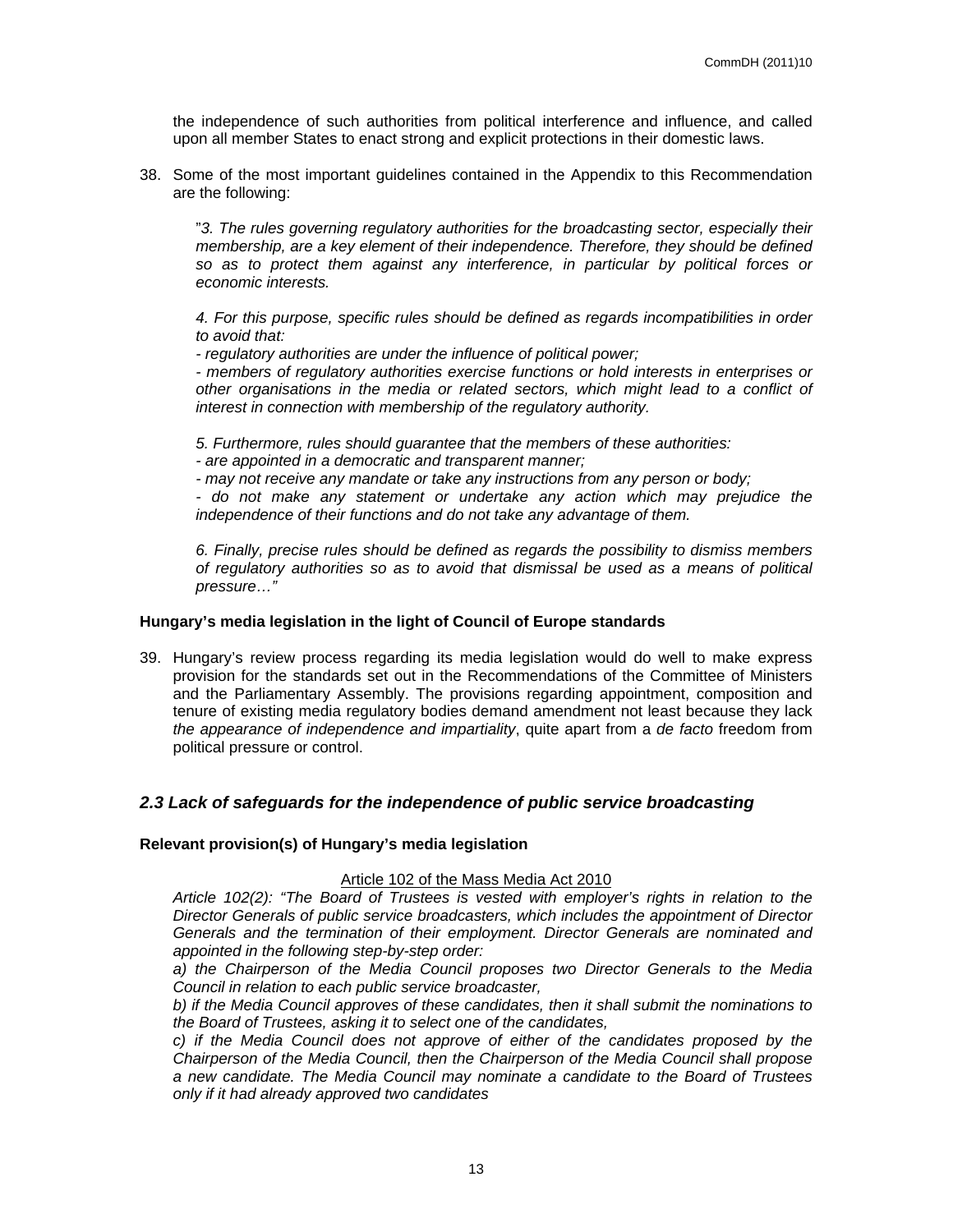the independence of such authorities from political interference and influence, and called upon all member States to enact strong and explicit protections in their domestic laws.

38. Some of the most important guidelines contained in the Appendix to this Recommendation are the following:

> "*3. The rules governing regulatory authorities for the broadcasting sector, especially their membership, are a key element of their independence. Therefore, they should be defined so as to protect them against any interference, in particular by political forces or economic interests.*
>
> *4. For this purpose, specific rules should be defined as regards incompatibilities in order to avoid that:*
> *- regulatory authorities are under the influence of political power;*
> *- members of regulatory authorities exercise functions or hold interests in enterprises or other organisations in the media or related sectors, which might lead to a conflict of interest in connection with membership of the regulatory authority.*
>
> *5. Furthermore, rules should guarantee that the members of these authorities:*
> *- are appointed in a democratic and transparent manner;*
> *- may not receive any mandate or take any instructions from any person or body;*
> *- do not make any statement or undertake any action which may prejudice the independence of their functions and do not take any advantage of them.*
>
> *6. Finally, precise rules should be defined as regards the possibility to dismiss members of regulatory authorities so as to avoid that dismissal be used as a means of political pressure…"*

**Hungary's media legislation in the light of Council of Europe standards**

39. Hungary's review process regarding its media legislation would do well to make express provision for the standards set out in the Recommendations of the Committee of Ministers and the Parliamentary Assembly. The provisions regarding appointment, composition and tenure of existing media regulatory bodies demand amendment not least because they lack *the appearance of independence and impartiality*, quite apart from a *de facto* freedom from political pressure or control.

### *2.3 Lack of safeguards for the independence of public service broadcasting*

**Relevant provision(s) of Hungary's media legislation**

Article 102 of the Mass Media Act 2010

*Article 102(2): "The Board of Trustees is vested with employer's rights in relation to the Director Generals of public service broadcasters, which includes the appointment of Director Generals and the termination of their employment. Director Generals are nominated and appointed in the following step-by-step order:*
*a) the Chairperson of the Media Council proposes two Director Generals to the Media Council in relation to each public service broadcaster,*
*b) if the Media Council approves of these candidates, then it shall submit the nominations to the Board of Trustees, asking it to select one of the candidates,*
*c) if the Media Council does not approve of either of the candidates proposed by the Chairperson of the Media Council, then the Chairperson of the Media Council shall propose a new candidate. The Media Council may nominate a candidate to the Board of Trustees only if it had already approved two candidates*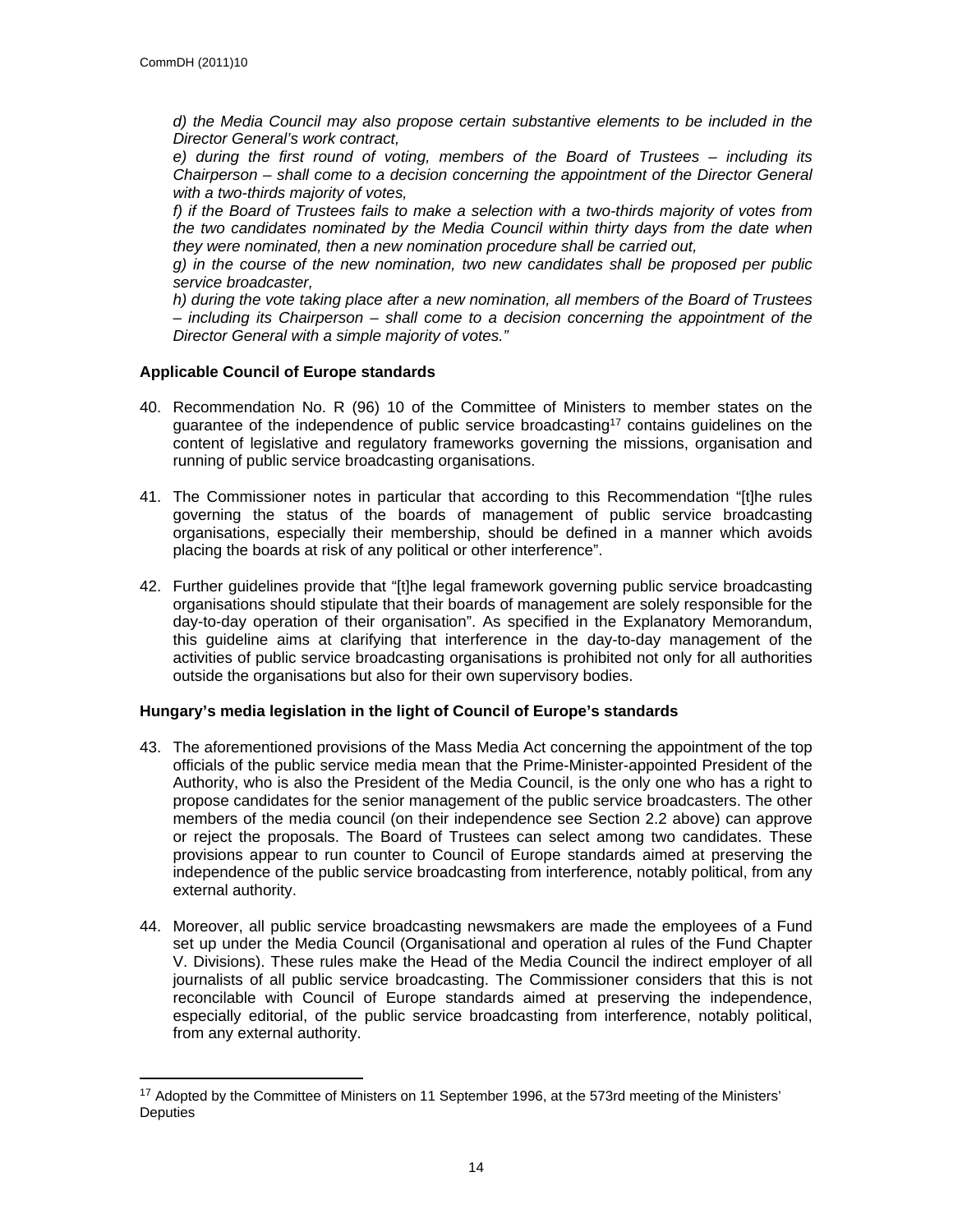*d) the Media Council may also propose certain substantive elements to be included in the Director General's work contract,*

*e) during the first round of voting, members of the Board of Trustees – including its Chairperson – shall come to a decision concerning the appointment of the Director General with a two-thirds majority of votes,*

*f) if the Board of Trustees fails to make a selection with a two-thirds majority of votes from the two candidates nominated by the Media Council within thirty days from the date when they were nominated, then a new nomination procedure shall be carried out,*

*g) in the course of the new nomination, two new candidates shall be proposed per public service broadcaster,*

*h) during the vote taking place after a new nomination, all members of the Board of Trustees – including its Chairperson – shall come to a decision concerning the appointment of the Director General with a simple majority of votes."*

**Applicable Council of Europe standards**

40. Recommendation No. R (96) 10 of the Committee of Ministers to member states on the guarantee of the independence of public service broadcasting[17] contains guidelines on the content of legislative and regulatory frameworks governing the missions, organisation and running of public service broadcasting organisations.

41. The Commissioner notes in particular that according to this Recommendation "[t]he rules governing the status of the boards of management of public service broadcasting organisations, especially their membership, should be defined in a manner which avoids placing the boards at risk of any political or other interference".

42. Further guidelines provide that "[t]he legal framework governing public service broadcasting organisations should stipulate that their boards of management are solely responsible for the day-to-day operation of their organisation". As specified in the Explanatory Memorandum, this guideline aims at clarifying that interference in the day-to-day management of the activities of public service broadcasting organisations is prohibited not only for all authorities outside the organisations but also for their own supervisory bodies.

**Hungary's media legislation in the light of Council of Europe's standards**

43. The aforementioned provisions of the Mass Media Act concerning the appointment of the top officials of the public service media mean that the Prime-Minister-appointed President of the Authority, who is also the President of the Media Council, is the only one who has a right to propose candidates for the senior management of the public service broadcasters. The other members of the media council (on their independence see Section 2.2 above) can approve or reject the proposals. The Board of Trustees can select among two candidates. These provisions appear to run counter to Council of Europe standards aimed at preserving the independence of the public service broadcasting from interference, notably political, from any external authority.

44. Moreover, all public service broadcasting newsmakers are made the employees of a Fund set up under the Media Council (Organisational and operation al rules of the Fund Chapter V. Divisions). These rules make the Head of the Media Council the indirect employer of all journalists of all public service broadcasting. The Commissioner considers that this is not reconcilable with Council of Europe standards aimed at preserving the independence, especially editorial, of the public service broadcasting from interference, notably political, from any external authority.

---

[17] Adopted by the Committee of Ministers on 11 September 1996, at the 573rd meeting of the Ministers' Deputies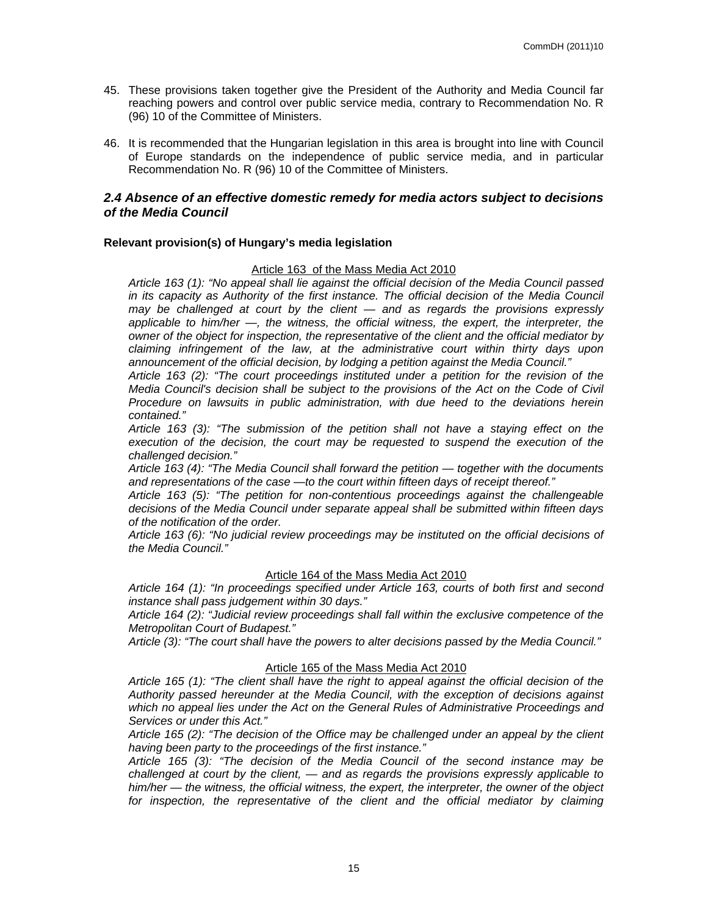45. These provisions taken together give the President of the Authority and Media Council far reaching powers and control over public service media, contrary to Recommendation No. R (96) 10 of the Committee of Ministers.

46. It is recommended that the Hungarian legislation in this area is brought into line with Council of Europe standards on the independence of public service media, and in particular Recommendation No. R (96) 10 of the Committee of Ministers.

### *2.4 Absence of an effective domestic remedy for media actors subject to decisions of the Media Council*

**Relevant provision(s) of Hungary's media legislation**

<u>Article 163 of the Mass Media Act 2010</u>

*Article 163 (1): "No appeal shall lie against the official decision of the Media Council passed in its capacity as Authority of the first instance. The official decision of the Media Council may be challenged at court by the client — and as regards the provisions expressly applicable to him/her —, the witness, the official witness, the expert, the interpreter, the owner of the object for inspection, the representative of the client and the official mediator by claiming infringement of the law, at the administrative court within thirty days upon announcement of the official decision, by lodging a petition against the Media Council."*

*Article 163 (2): "The court proceedings instituted under a petition for the revision of the Media Council's decision shall be subject to the provisions of the Act on the Code of Civil Procedure on lawsuits in public administration, with due heed to the deviations herein contained."*

*Article 163 (3): "The submission of the petition shall not have a staying effect on the execution of the decision, the court may be requested to suspend the execution of the challenged decision."*

*Article 163 (4): "The Media Council shall forward the petition — together with the documents and representations of the case —to the court within fifteen days of receipt thereof."*

*Article 163 (5): "The petition for non-contentious proceedings against the challengeable decisions of the Media Council under separate appeal shall be submitted within fifteen days of the notification of the order.*

*Article 163 (6): "No judicial review proceedings may be instituted on the official decisions of the Media Council."*

<u>Article 164 of the Mass Media Act 2010</u>

*Article 164 (1): "In proceedings specified under Article 163, courts of both first and second instance shall pass judgement within 30 days."*

*Article 164 (2): "Judicial review proceedings shall fall within the exclusive competence of the Metropolitan Court of Budapest."*

*Article (3): "The court shall have the powers to alter decisions passed by the Media Council."*

<u>Article 165 of the Mass Media Act 2010</u>

*Article 165 (1): "The client shall have the right to appeal against the official decision of the Authority passed hereunder at the Media Council, with the exception of decisions against which no appeal lies under the Act on the General Rules of Administrative Proceedings and Services or under this Act."*

*Article 165 (2): "The decision of the Office may be challenged under an appeal by the client having been party to the proceedings of the first instance."*

*Article 165 (3): "The decision of the Media Council of the second instance may be challenged at court by the client, — and as regards the provisions expressly applicable to him/her — the witness, the official witness, the expert, the interpreter, the owner of the object for inspection, the representative of the client and the official mediator by claiming*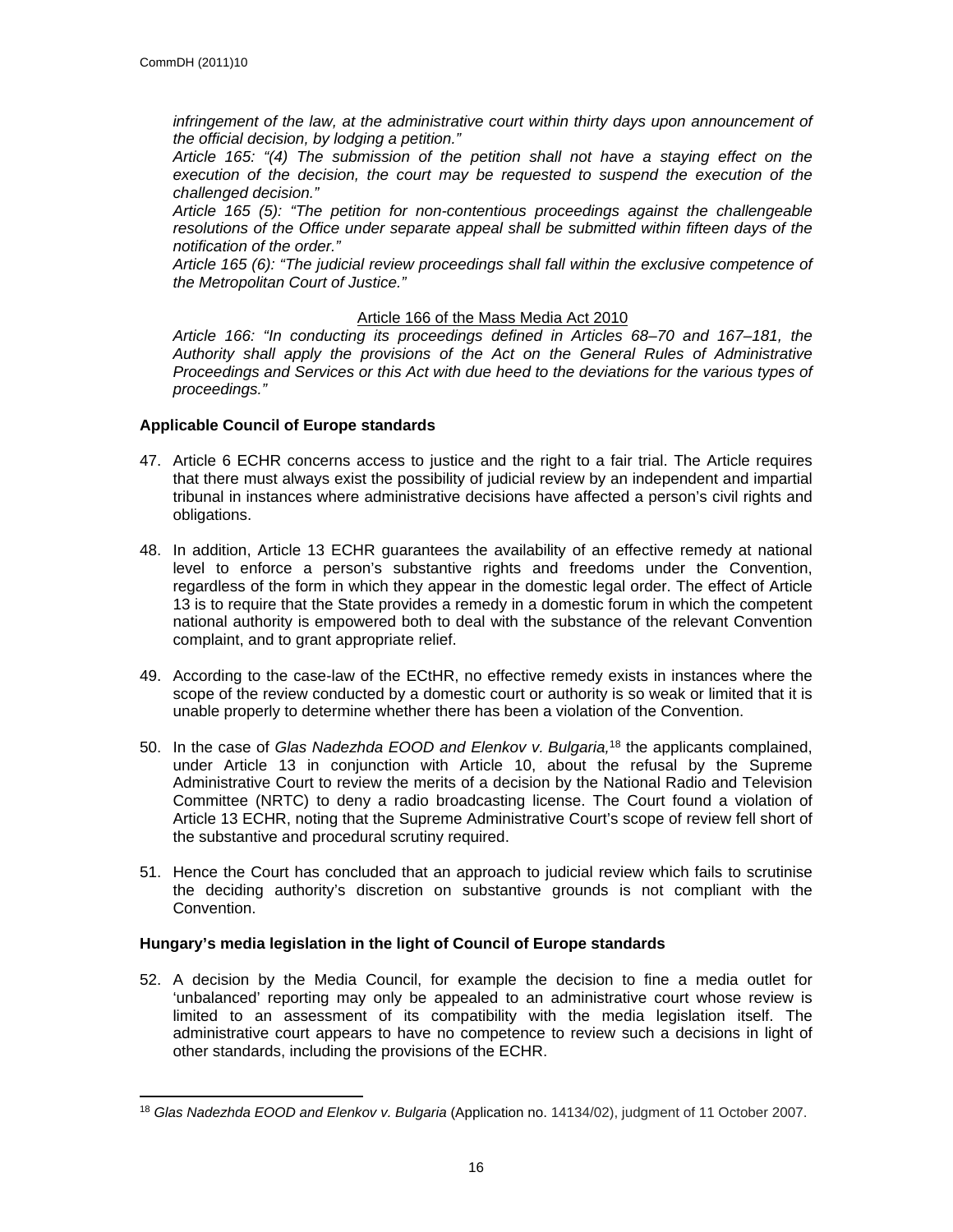*infringement of the law, at the administrative court within thirty days upon announcement of the official decision, by lodging a petition."*

*Article 165: "(4) The submission of the petition shall not have a staying effect on the execution of the decision, the court may be requested to suspend the execution of the challenged decision."*

*Article 165 (5): "The petition for non-contentious proceedings against the challengeable resolutions of the Office under separate appeal shall be submitted within fifteen days of the notification of the order."*

*Article 165 (6): "The judicial review proceedings shall fall within the exclusive competence of the Metropolitan Court of Justice."*

<u>Article 166 of the Mass Media Act 2010</u>

*Article 166: "In conducting its proceedings defined in Articles 68–70 and 167–181, the Authority shall apply the provisions of the Act on the General Rules of Administrative Proceedings and Services or this Act with due heed to the deviations for the various types of proceedings."*

**Applicable Council of Europe standards**

47. Article 6 ECHR concerns access to justice and the right to a fair trial. The Article requires that there must always exist the possibility of judicial review by an independent and impartial tribunal in instances where administrative decisions have affected a person's civil rights and obligations.

48. In addition, Article 13 ECHR guarantees the availability of an effective remedy at national level to enforce a person's substantive rights and freedoms under the Convention, regardless of the form in which they appear in the domestic legal order. The effect of Article 13 is to require that the State provides a remedy in a domestic forum in which the competent national authority is empowered both to deal with the substance of the relevant Convention complaint, and to grant appropriate relief.

49. According to the case-law of the ECtHR, no effective remedy exists in instances where the scope of the review conducted by a domestic court or authority is so weak or limited that it is unable properly to determine whether there has been a violation of the Convention.

50. In the case of *Glas Nadezhda EOOD and Elenkov v. Bulgaria,*[18] the applicants complained, under Article 13 in conjunction with Article 10, about the refusal by the Supreme Administrative Court to review the merits of a decision by the National Radio and Television Committee (NRTC) to deny a radio broadcasting license. The Court found a violation of Article 13 ECHR, noting that the Supreme Administrative Court's scope of review fell short of the substantive and procedural scrutiny required.

51. Hence the Court has concluded that an approach to judicial review which fails to scrutinise the deciding authority's discretion on substantive grounds is not compliant with the Convention.

**Hungary's media legislation in the light of Council of Europe standards**

52. A decision by the Media Council, for example the decision to fine a media outlet for 'unbalanced' reporting may only be appealed to an administrative court whose review is limited to an assessment of its compatibility with the media legislation itself. The administrative court appears to have no competence to review such a decisions in light of other standards, including the provisions of the ECHR.

[18] *Glas Nadezhda EOOD and Elenkov v. Bulgaria* (Application no. 14134/02), judgment of 11 October 2007.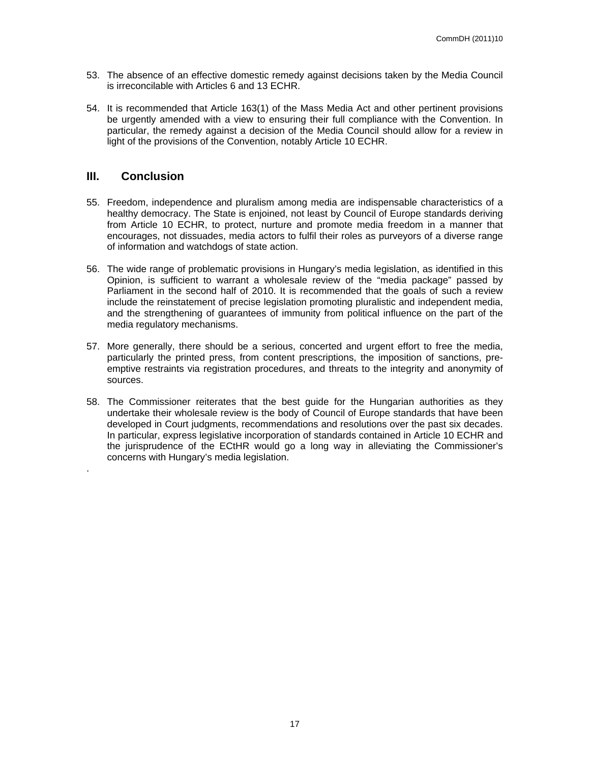53. The absence of an effective domestic remedy against decisions taken by the Media Council is irreconcilable with Articles 6 and 13 ECHR.

54. It is recommended that Article 163(1) of the Mass Media Act and other pertinent provisions be urgently amended with a view to ensuring their full compliance with the Convention. In particular, the remedy against a decision of the Media Council should allow for a review in light of the provisions of the Convention, notably Article 10 ECHR.

## III. Conclusion

55. Freedom, independence and pluralism among media are indispensable characteristics of a healthy democracy. The State is enjoined, not least by Council of Europe standards deriving from Article 10 ECHR, to protect, nurture and promote media freedom in a manner that encourages, not dissuades, media actors to fulfil their roles as purveyors of a diverse range of information and watchdogs of state action.

56. The wide range of problematic provisions in Hungary's media legislation, as identified in this Opinion, is sufficient to warrant a wholesale review of the "media package" passed by Parliament in the second half of 2010. It is recommended that the goals of such a review include the reinstatement of precise legislation promoting pluralistic and independent media, and the strengthening of guarantees of immunity from political influence on the part of the media regulatory mechanisms.

57. More generally, there should be a serious, concerted and urgent effort to free the media, particularly the printed press, from content prescriptions, the imposition of sanctions, pre-emptive restraints via registration procedures, and threats to the integrity and anonymity of sources.

58. The Commissioner reiterates that the best guide for the Hungarian authorities as they undertake their wholesale review is the body of Council of Europe standards that have been developed in Court judgments, recommendations and resolutions over the past six decades. In particular, express legislative incorporation of standards contained in Article 10 ECHR and the jurisprudence of the ECtHR would go a long way in alleviating the Commissioner's concerns with Hungary's media legislation.

.